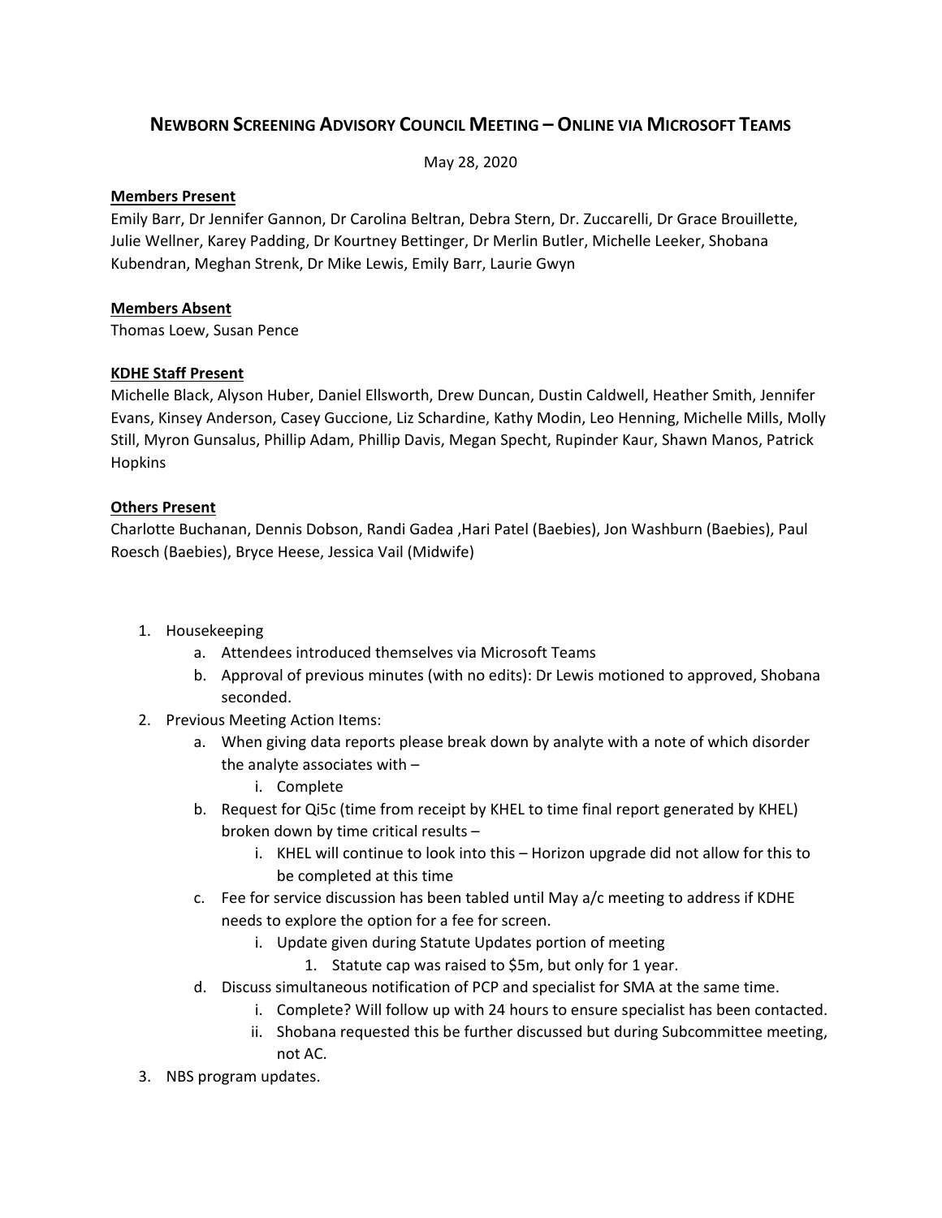# NEWBORN SCREENING ADVISORY COUNCIL MEETING – ONLINE VIA MICROSOFT TEAMS

May 28, 2020

**Members Present**

Emily Barr, Dr Jennifer Gannon, Dr Carolina Beltran, Debra Stern, Dr. Zuccarelli, Dr Grace Brouillette, Julie Wellner, Karey Padding, Dr Kourtney Bettinger, Dr Merlin Butler, Michelle Leeker, Shobana Kubendran, Meghan Strenk, Dr Mike Lewis, Emily Barr, Laurie Gwyn

**Members Absent**

Thomas Loew, Susan Pence

**KDHE Staff Present**

Michelle Black, Alyson Huber, Daniel Ellsworth, Drew Duncan, Dustin Caldwell, Heather Smith, Jennifer Evans, Kinsey Anderson, Casey Guccione, Liz Schardine, Kathy Modin, Leo Henning, Michelle Mills, Molly Still, Myron Gunsalus, Phillip Adam, Phillip Davis, Megan Specht, Rupinder Kaur, Shawn Manos, Patrick Hopkins

**Others Present**

Charlotte Buchanan, Dennis Dobson, Randi Gadea ,Hari Patel (Baebies), Jon Washburn (Baebies), Paul Roesch (Baebies), Bryce Heese, Jessica Vail (Midwife)

1. Housekeeping
    a. Attendees introduced themselves via Microsoft Teams
    b. Approval of previous minutes (with no edits): Dr Lewis motioned to approved, Shobana seconded.
2. Previous Meeting Action Items:
    a. When giving data reports please break down by analyte with a note of which disorder the analyte associates with –
        i. Complete
    b. Request for Qi5c (time from receipt by KHEL to time final report generated by KHEL) broken down by time critical results –
        i. KHEL will continue to look into this – Horizon upgrade did not allow for this to be completed at this time
    c. Fee for service discussion has been tabled until May a/c meeting to address if KDHE needs to explore the option for a fee for screen.
        i. Update given during Statute Updates portion of meeting
            1. Statute cap was raised to $5m, but only for 1 year.
    d. Discuss simultaneous notification of PCP and specialist for SMA at the same time.
        i. Complete? Will follow up with 24 hours to ensure specialist has been contacted.
        ii. Shobana requested this be further discussed but during Subcommittee meeting, not AC.
3. NBS program updates.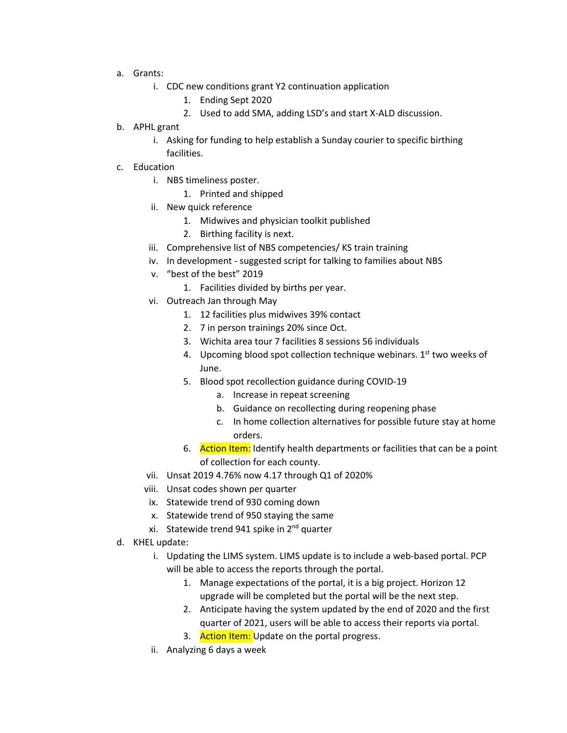a. Grants:
   i. CDC new conditions grant Y2 continuation application
      1. Ending Sept 2020
      2. Used to add SMA, adding LSD's and start X-ALD discussion.
b. APHL grant
   i. Asking for funding to help establish a Sunday courier to specific birthing facilities.
c. Education
   i. NBS timeliness poster.
      1. Printed and shipped
   ii. New quick reference
      1. Midwives and physician toolkit published
      2. Birthing facility is next.
   iii. Comprehensive list of NBS competencies/ KS train training
   iv. In development - suggested script for talking to families about NBS
   v. "best of the best" 2019
      1. Facilities divided by births per year.
   vi. Outreach Jan through May
      1. 12 facilities plus midwives 39% contact
      2. 7 in person trainings 20% since Oct.
      3. Wichita area tour 7 facilities 8 sessions 56 individuals
      4. Upcoming blood spot collection technique webinars. 1st two weeks of June.
      5. Blood spot recollection guidance during COVID-19
         a. Increase in repeat screening
         b. Guidance on recollecting during reopening phase
         c. In home collection alternatives for possible future stay at home orders.
      6. Action Item: Identify health departments or facilities that can be a point of collection for each county.
   vii. Unsat 2019 4.76% now 4.17 through Q1 of 2020%
   viii. Unsat codes shown per quarter
   ix. Statewide trend of 930 coming down
   x. Statewide trend of 950 staying the same
   xi. Statewide trend 941 spike in 2nd quarter
d. KHEL update:
   i. Updating the LIMS system. LIMS update is to include a web-based portal. PCP will be able to access the reports through the portal.
      1. Manage expectations of the portal, it is a big project. Horizon 12 upgrade will be completed but the portal will be the next step.
      2. Anticipate having the system updated by the end of 2020 and the first quarter of 2021, users will be able to access their reports via portal.
      3. Action Item: Update on the portal progress.
   ii. Analyzing 6 days a week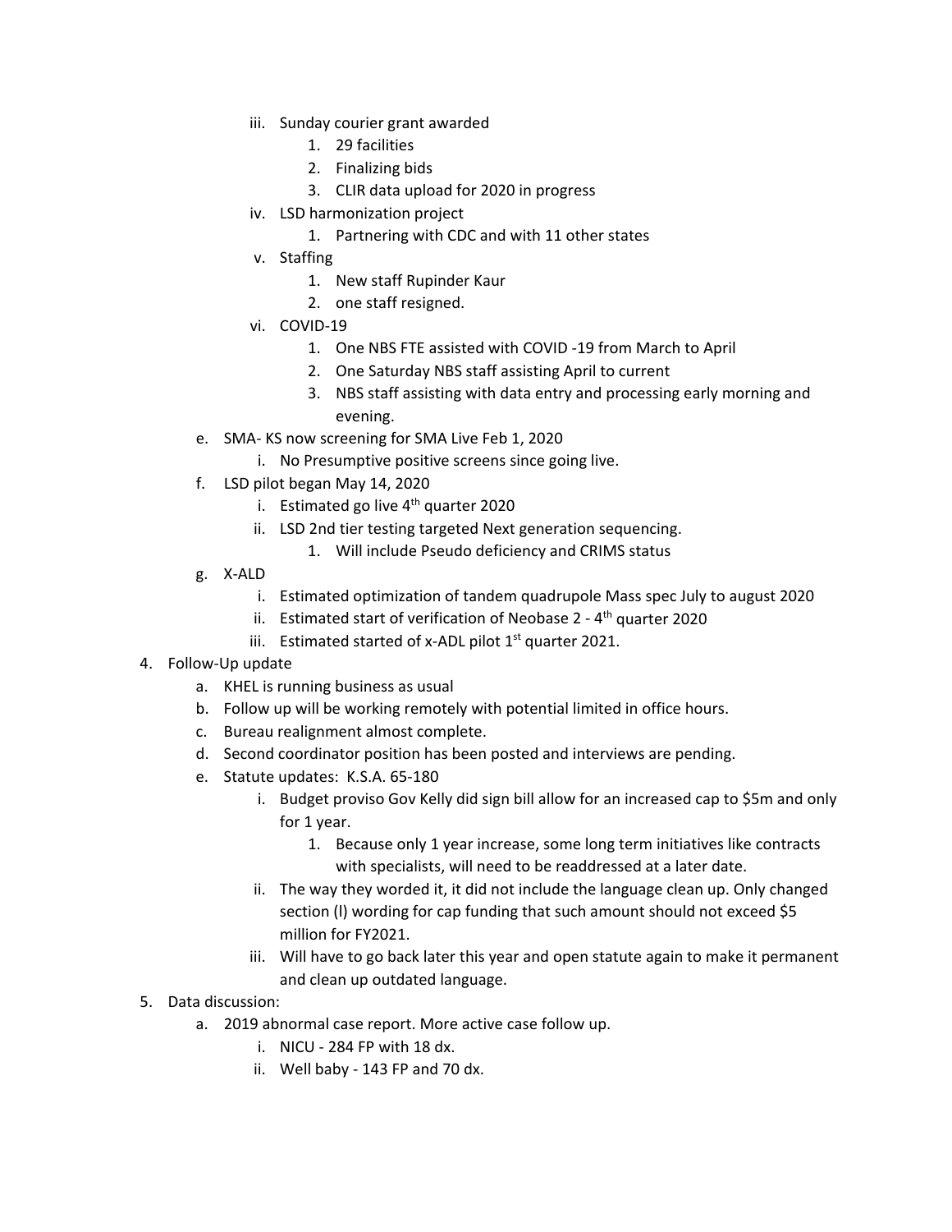- iii. Sunday courier grant awarded
    1. 29 facilities
    2. Finalizing bids
    3. CLIR data upload for 2020 in progress
  - iv. LSD harmonization project
    1. Partnering with CDC and with 11 other states
  - v. Staffing
    1. New staff Rupinder Kaur
    2. one staff resigned.
  - vi. COVID-19
    1. One NBS FTE assisted with COVID -19 from March to April
    2. One Saturday NBS staff assisting April to current
    3. NBS staff assisting with data entry and processing early morning and evening.

- e. SMA- KS now screening for SMA Live Feb 1, 2020
  - i. No Presumptive positive screens since going live.
- f. LSD pilot began May 14, 2020
  - i. Estimated go live 4th quarter 2020
  - ii. LSD 2nd tier testing targeted Next generation sequencing.
    1. Will include Pseudo deficiency and CRIMS status
- g. X-ALD
  - i. Estimated optimization of tandem quadrupole Mass spec July to august 2020
  - ii. Estimated start of verification of Neobase 2 - 4th quarter 2020
  - iii. Estimated started of x-ADL pilot 1st quarter 2021.

4. Follow-Up update
   - a. KHEL is running business as usual
   - b. Follow up will be working remotely with potential limited in office hours.
   - c. Bureau realignment almost complete.
   - d. Second coordinator position has been posted and interviews are pending.
   - e. Statute updates: K.S.A. 65-180
     - i. Budget proviso Gov Kelly did sign bill allow for an increased cap to $5m and only for 1 year.
       1. Because only 1 year increase, some long term initiatives like contracts with specialists, will need to be readdressed at a later date.
     - ii. The way they worded it, it did not include the language clean up. Only changed section (l) wording for cap funding that such amount should not exceed $5 million for FY2021.
     - iii. Will have to go back later this year and open statute again to make it permanent and clean up outdated language.

5. Data discussion:
   - a. 2019 abnormal case report. More active case follow up.
     - i. NICU - 284 FP with 18 dx.
     - ii. Well baby - 143 FP and 70 dx.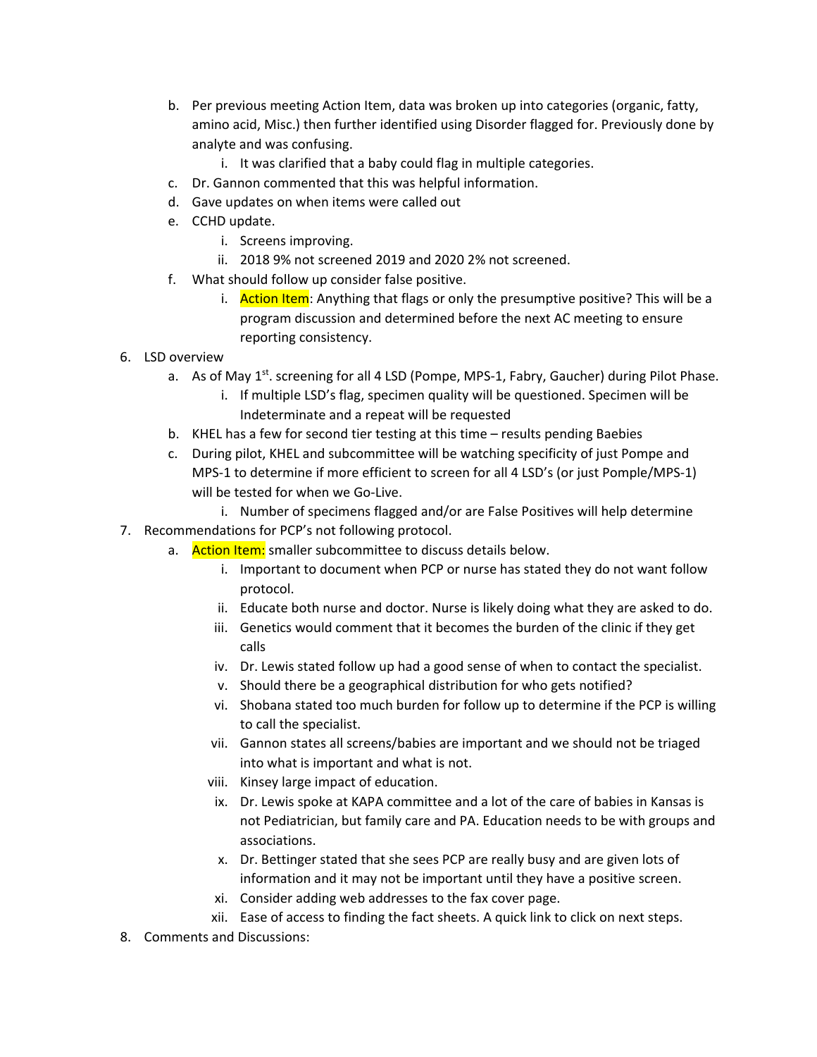b. Per previous meeting Action Item, data was broken up into categories (organic, fatty, amino acid, Misc.) then further identified using Disorder flagged for. Previously done by analyte and was confusing.
    i. It was clarified that a baby could flag in multiple categories.

c. Dr. Gannon commented that this was helpful information.

d. Gave updates on when items were called out

e. CCHD update.
    i. Screens improving.
    ii. 2018 9% not screened 2019 and 2020 2% not screened.

f. What should follow up consider false positive.
    i. Action Item: Anything that flags or only the presumptive positive? This will be a program discussion and determined before the next AC meeting to ensure reporting consistency.

6. LSD overview
    a. As of May 1st. screening for all 4 LSD (Pompe, MPS-1, Fabry, Gaucher) during Pilot Phase.
        i. If multiple LSD's flag, specimen quality will be questioned. Specimen will be Indeterminate and a repeat will be requested
    b. KHEL has a few for second tier testing at this time – results pending Baebies
    c. During pilot, KHEL and subcommittee will be watching specificity of just Pompe and MPS-1 to determine if more efficient to screen for all 4 LSD's (or just Pomple/MPS-1) will be tested for when we Go-Live.
        i. Number of specimens flagged and/or are False Positives will help determine

7. Recommendations for PCP's not following protocol.
    a. Action Item: smaller subcommittee to discuss details below.
        i. Important to document when PCP or nurse has stated they do not want follow protocol.
        ii. Educate both nurse and doctor. Nurse is likely doing what they are asked to do.
        iii. Genetics would comment that it becomes the burden of the clinic if they get calls
        iv. Dr. Lewis stated follow up had a good sense of when to contact the specialist.
        v. Should there be a geographical distribution for who gets notified?
        vi. Shobana stated too much burden for follow up to determine if the PCP is willing to call the specialist.
        vii. Gannon states all screens/babies are important and we should not be triaged into what is important and what is not.
        viii. Kinsey large impact of education.
        ix. Dr. Lewis spoke at KAPA committee and a lot of the care of babies in Kansas is not Pediatrician, but family care and PA. Education needs to be with groups and associations.
        x. Dr. Bettinger stated that she sees PCP are really busy and are given lots of information and it may not be important until they have a positive screen.
        xi. Consider adding web addresses to the fax cover page.
        xii. Ease of access to finding the fact sheets. A quick link to click on next steps.

8. Comments and Discussions: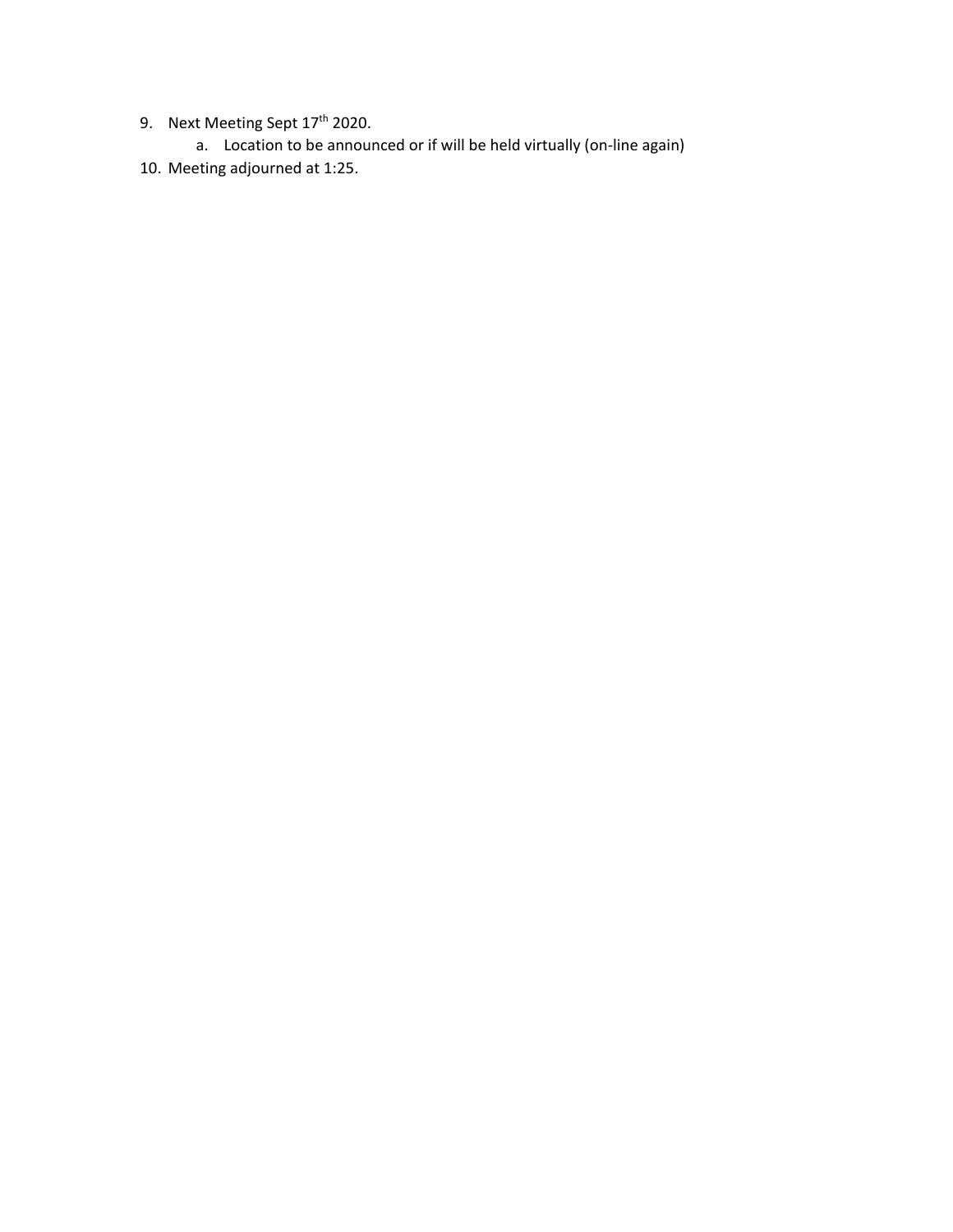9. Next Meeting Sept 17th 2020.
    a. Location to be announced or if will be held virtually (on-line again)
10. Meeting adjourned at 1:25.